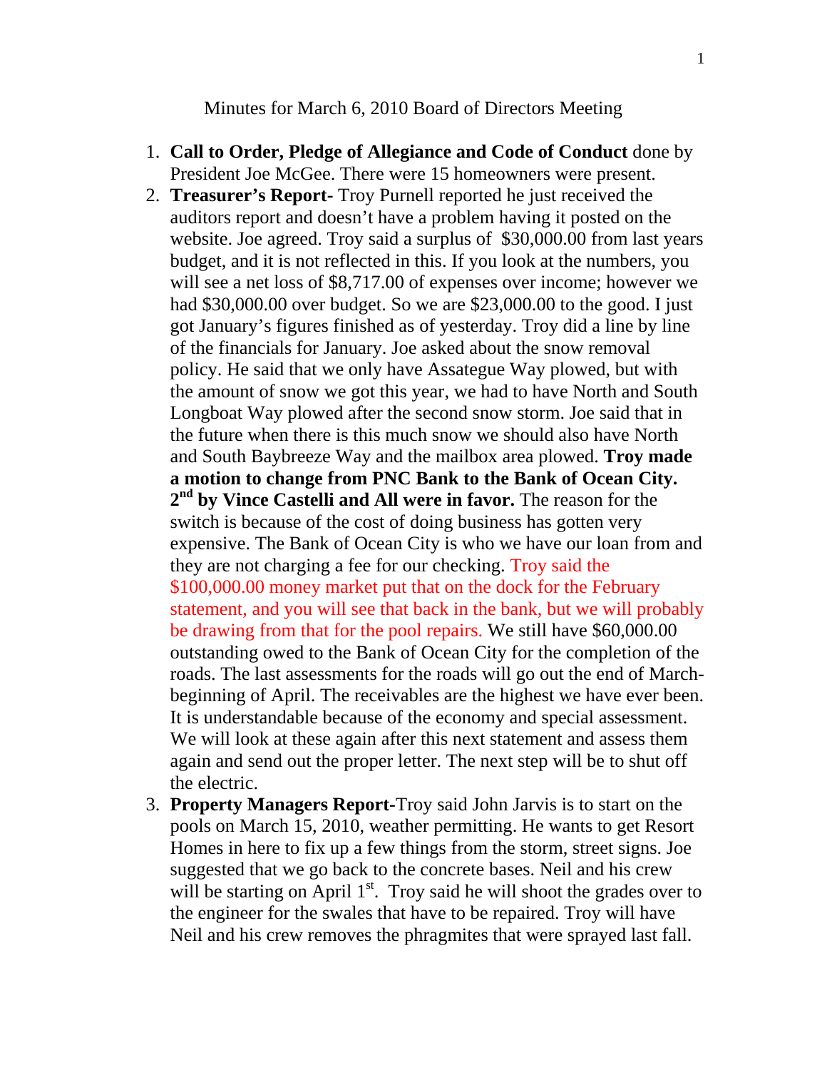Minutes for March 6, 2010 Board of Directors Meeting

1. **Call to Order, Pledge of Allegiance and Code of Conduct** done by President Joe McGee. There were 15 homeowners were present.
2. **Treasurer's Report-** Troy Purnell reported he just received the auditors report and doesn't have a problem having it posted on the website. Joe agreed. Troy said a surplus of $30,000.00 from last years budget, and it is not reflected in this. If you look at the numbers, you will see a net loss of $8,717.00 of expenses over income; however we had $30,000.00 over budget. So we are $23,000.00 to the good. I just got January's figures finished as of yesterday. Troy did a line by line of the financials for January. Joe asked about the snow removal policy. He said that we only have Assategue Way plowed, but with the amount of snow we got this year, we had to have North and South Longboat Way plowed after the second snow storm. Joe said that in the future when there is this much snow we should also have North and South Baybreeze Way and the mailbox area plowed. **Troy made a motion to change from PNC Bank to the Bank of Ocean City. 2nd by Vince Castelli and All were in favor.** The reason for the switch is because of the cost of doing business has gotten very expensive. The Bank of Ocean City is who we have our loan from and they are not charging a fee for our checking. Troy said the $100,000.00 money market put that on the dock for the February statement, and you will see that back in the bank, but we will probably be drawing from that for the pool repairs. We still have $60,000.00 outstanding owed to the Bank of Ocean City for the completion of the roads. The last assessments for the roads will go out the end of March-beginning of April. The receivables are the highest we have ever been. It is understandable because of the economy and special assessment. We will look at these again after this next statement and assess them again and send out the proper letter. The next step will be to shut off the electric.
3. **Property Managers Report-**Troy said John Jarvis is to start on the pools on March 15, 2010, weather permitting. He wants to get Resort Homes in here to fix up a few things from the storm, street signs. Joe suggested that we go back to the concrete bases. Neil and his crew will be starting on April 1st. Troy said he will shoot the grades over to the engineer for the swales that have to be repaired. Troy will have Neil and his crew removes the phragmites that were sprayed last fall.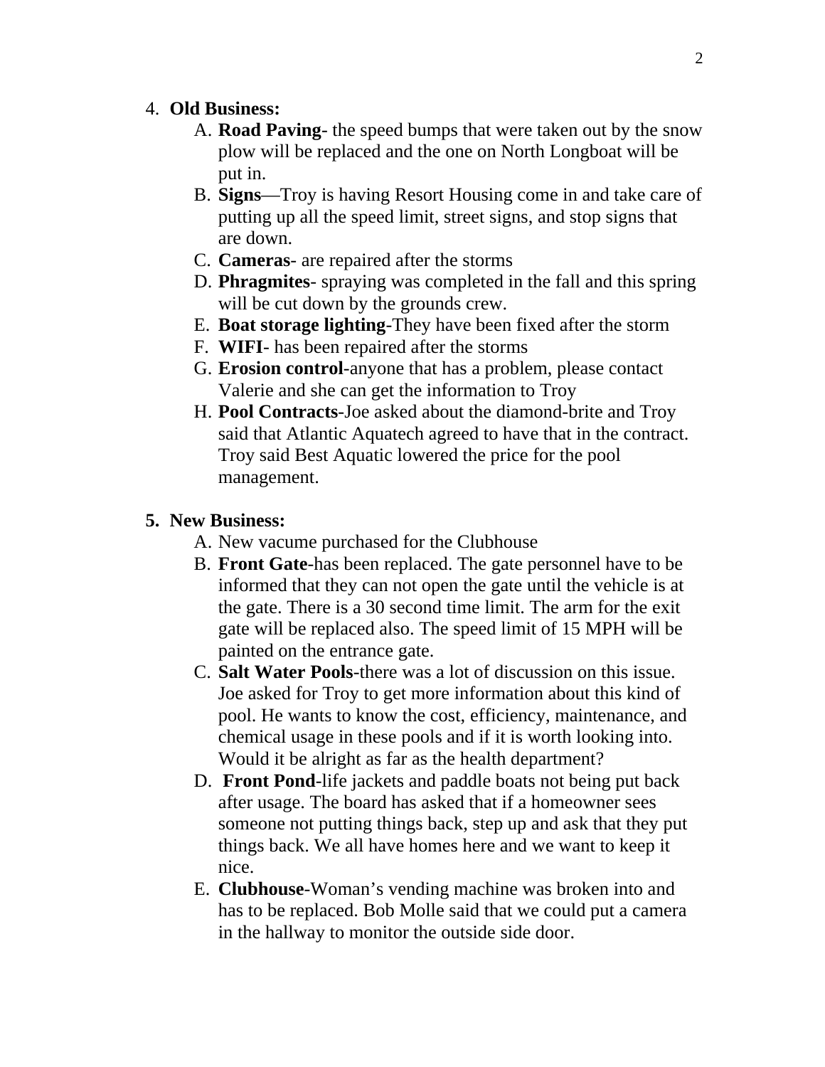4. **Old Business:**
    A. **Road Paving**- the speed bumps that were taken out by the snow plow will be replaced and the one on North Longboat will be put in.
    B. **Signs**—Troy is having Resort Housing come in and take care of putting up all the speed limit, street signs, and stop signs that are down.
    C. **Cameras**- are repaired after the storms
    D. **Phragmites**- spraying was completed in the fall and this spring will be cut down by the grounds crew.
    E. **Boat storage lighting**-They have been fixed after the storm
    F. **WIFI**- has been repaired after the storms
    G. **Erosion control**-anyone that has a problem, please contact Valerie and she can get the information to Troy
    H. **Pool Contracts**-Joe asked about the diamond-brite and Troy said that Atlantic Aquatech agreed to have that in the contract. Troy said Best Aquatic lowered the price for the pool management.

5. **New Business:**
    A. New vacume purchased for the Clubhouse
    B. **Front Gate**-has been replaced. The gate personnel have to be informed that they can not open the gate until the vehicle is at the gate. There is a 30 second time limit. The arm for the exit gate will be replaced also. The speed limit of 15 MPH will be painted on the entrance gate.
    C. **Salt Water Pools**-there was a lot of discussion on this issue. Joe asked for Troy to get more information about this kind of pool. He wants to know the cost, efficiency, maintenance, and chemical usage in these pools and if it is worth looking into. Would it be alright as far as the health department?
    D. **Front Pond**-life jackets and paddle boats not being put back after usage. The board has asked that if a homeowner sees someone not putting things back, step up and ask that they put things back. We all have homes here and we want to keep it nice.
    E. **Clubhouse**-Woman's vending machine was broken into and has to be replaced. Bob Molle said that we could put a camera in the hallway to monitor the outside side door.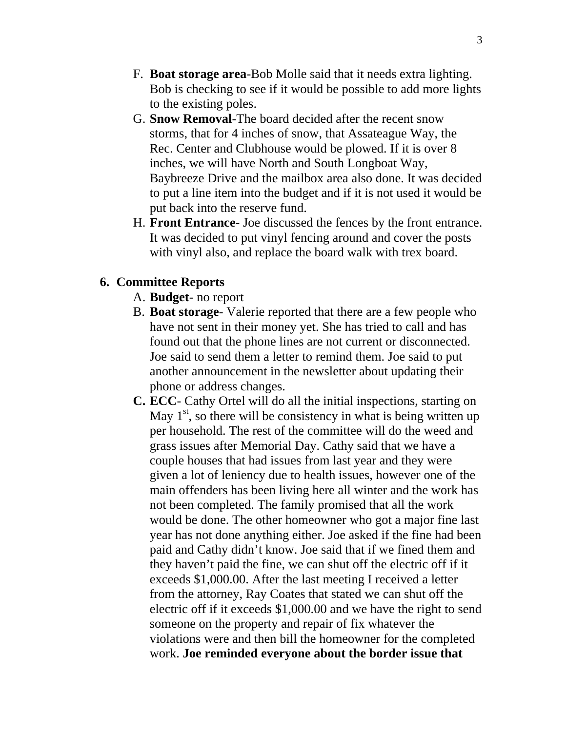F. **Boat storage area**-Bob Molle said that it needs extra lighting. Bob is checking to see if it would be possible to add more lights to the existing poles.

G. **Snow Removal**-The board decided after the recent snow storms, that for 4 inches of snow, that Assateague Way, the Rec. Center and Clubhouse would be plowed. If it is over 8 inches, we will have North and South Longboat Way, Baybreeze Drive and the mailbox area also done. It was decided to put a line item into the budget and if it is not used it would be put back into the reserve fund.

H. **Front Entrance**- Joe discussed the fences by the front entrance. It was decided to put vinyl fencing around and cover the posts with vinyl also, and replace the board walk with trex board.

## 6. Committee Reports

A. **Budget**- no report

B. **Boat storage**- Valerie reported that there are a few people who have not sent in their money yet. She has tried to call and has found out that the phone lines are not current or disconnected. Joe said to send them a letter to remind them. Joe said to put another announcement in the newsletter about updating their phone or address changes.

**C. ECC**- Cathy Ortel will do all the initial inspections, starting on May 1st, so there will be consistency in what is being written up per household. The rest of the committee will do the weed and grass issues after Memorial Day. Cathy said that we have a couple houses that had issues from last year and they were given a lot of leniency due to health issues, however one of the main offenders has been living here all winter and the work has not been completed. The family promised that all the work would be done. The other homeowner who got a major fine last year has not done anything either. Joe asked if the fine had been paid and Cathy didn't know. Joe said that if we fined them and they haven't paid the fine, we can shut off the electric off if it exceeds $1,000.00. After the last meeting I received a letter from the attorney, Ray Coates that stated we can shut off the electric off if it exceeds $1,000.00 and we have the right to send someone on the property and repair of fix whatever the violations were and then bill the homeowner for the completed work. **Joe reminded everyone about the border issue that**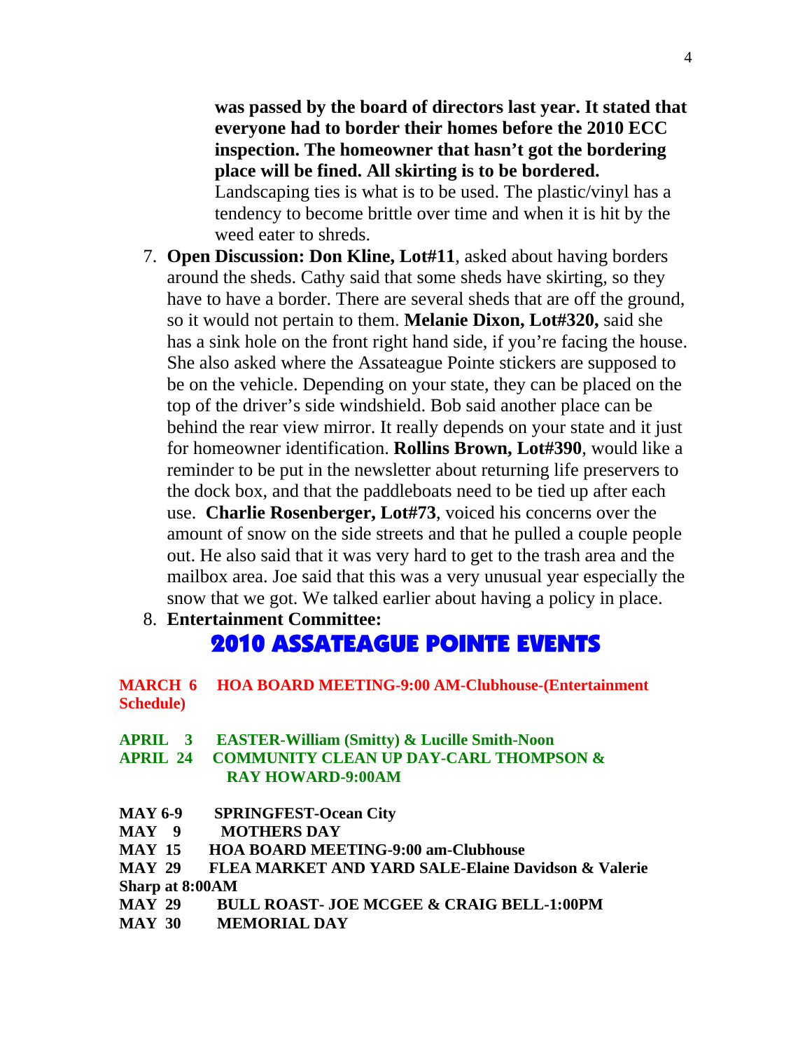**was passed by the board of directors last year. It stated that everyone had to border their homes before the 2010 ECC inspection. The homeowner that hasn't got the bordering place will be fined. All skirting is to be bordered.** Landscaping ties is what is to be used. The plastic/vinyl has a tendency to become brittle over time and when it is hit by the weed eater to shreds.

7. **Open Discussion: Don Kline, Lot#11**, asked about having borders around the sheds. Cathy said that some sheds have skirting, so they have to have a border. There are several sheds that are off the ground, so it would not pertain to them. **Melanie Dixon, Lot#320,** said she has a sink hole on the front right hand side, if you're facing the house. She also asked where the Assateague Pointe stickers are supposed to be on the vehicle. Depending on your state, they can be placed on the top of the driver's side windshield. Bob said another place can be behind the rear view mirror. It really depends on your state and it just for homeowner identification. **Rollins Brown, Lot#390**, would like a reminder to be put in the newsletter about returning life preservers to the dock box, and that the paddleboats need to be tied up after each use. **Charlie Rosenberger, Lot#73**, voiced his concerns over the amount of snow on the side streets and that he pulled a couple people out. He also said that it was very hard to get to the trash area and the mailbox area. Joe said that this was a very unusual year especially the snow that we got. We talked earlier about having a policy in place.
8. **Entertainment Committee:**

## 2010 ASSATEAGUE POINTE EVENTS

**MARCH 6 HOA BOARD MEETING-9:00 AM-Clubhouse-(Entertainment Schedule)**

**APRIL 3 EASTER-William (Smitty) & Lucille Smith-Noon**
**APRIL 24 COMMUNITY CLEAN UP DAY-CARL THOMPSON & RAY HOWARD-9:00AM**

**MAY 6-9 SPRINGFEST-Ocean City**
**MAY 9 MOTHERS DAY**
**MAY 15 HOA BOARD MEETING-9:00 am-Clubhouse**
**MAY 29 FLEA MARKET AND YARD SALE-Elaine Davidson & Valerie Sharp at 8:00AM**
**MAY 29 BULL ROAST- JOE MCGEE & CRAIG BELL-1:00PM**
**MAY 30 MEMORIAL DAY**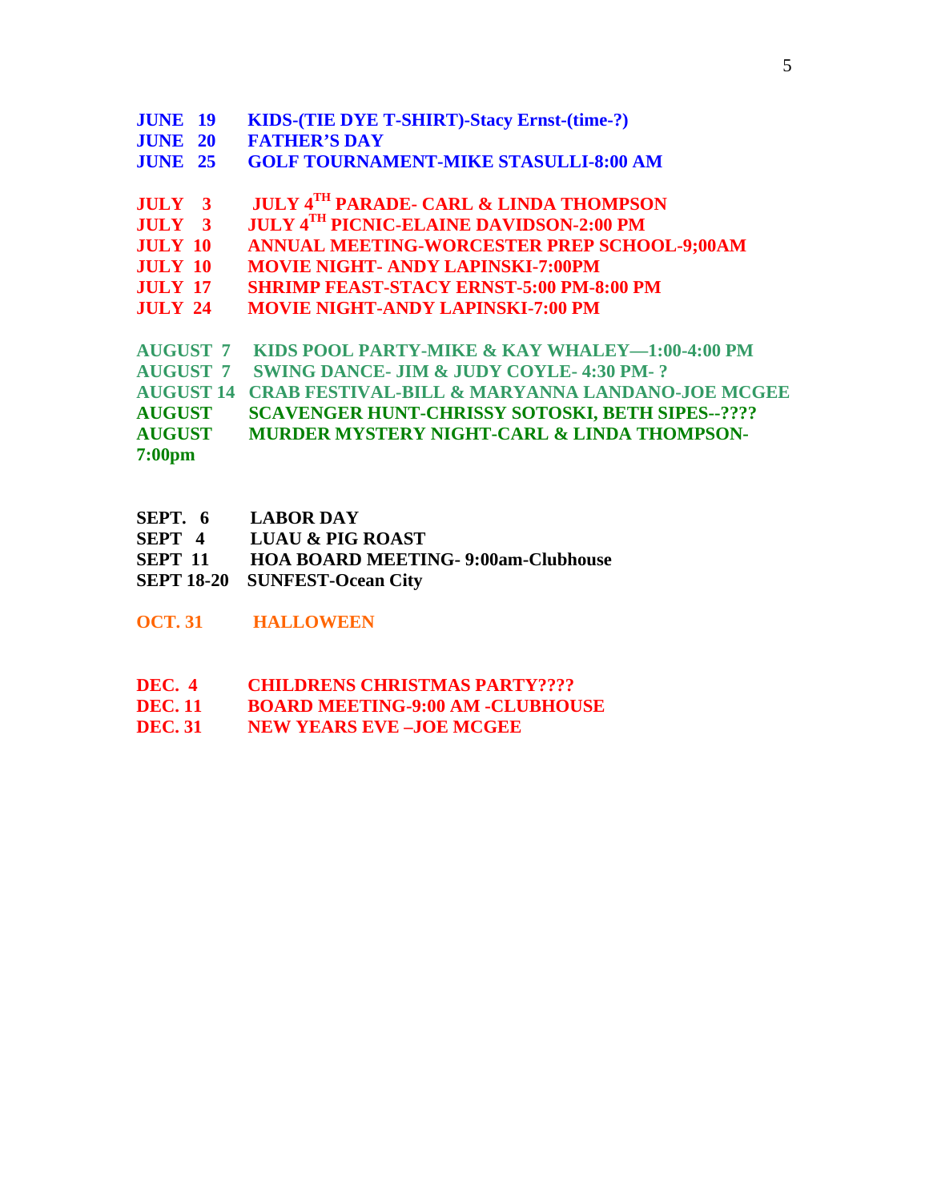**JUNE 19 KIDS-(TIE DYE T-SHIRT)-Stacy Ernst-(time-?)**
**JUNE 20 FATHER'S DAY**
**JUNE 25 GOLF TOURNAMENT-MIKE STASULLI-8:00 AM**

**JULY 3 JULY 4TH PARADE- CARL & LINDA THOMPSON**
**JULY 3 JULY 4TH PICNIC-ELAINE DAVIDSON-2:00 PM**
**JULY 10 ANNUAL MEETING-WORCESTER PREP SCHOOL-9;00AM**
**JULY 10 MOVIE NIGHT- ANDY LAPINSKI-7:00PM**
**JULY 17 SHRIMP FEAST-STACY ERNST-5:00 PM-8:00 PM**
**JULY 24 MOVIE NIGHT-ANDY LAPINSKI-7:00 PM**

**AUGUST 7 KIDS POOL PARTY-MIKE & KAY WHALEY—1:00-4:00 PM**
**AUGUST 7 SWING DANCE- JIM & JUDY COYLE- 4:30 PM- ?**
**AUGUST 14 CRAB FESTIVAL-BILL & MARYANNA LANDANO-JOE MCGEE**
**AUGUST SCAVENGER HUNT-CHRISSY SOTOSKI, BETH SIPES--????**
**AUGUST MURDER MYSTERY NIGHT-CARL & LINDA THOMPSON-7:00pm**

**SEPT. 6 LABOR DAY**
**SEPT 4 LUAU & PIG ROAST**
**SEPT 11 HOA BOARD MEETING- 9:00am-Clubhouse**
**SEPT 18-20 SUNFEST-Ocean City**

**OCT. 31 HALLOWEEN**

**DEC. 4 CHILDRENS CHRISTMAS PARTY????**
**DEC. 11 BOARD MEETING-9:00 AM -CLUBHOUSE**
**DEC. 31 NEW YEARS EVE –JOE MCGEE**